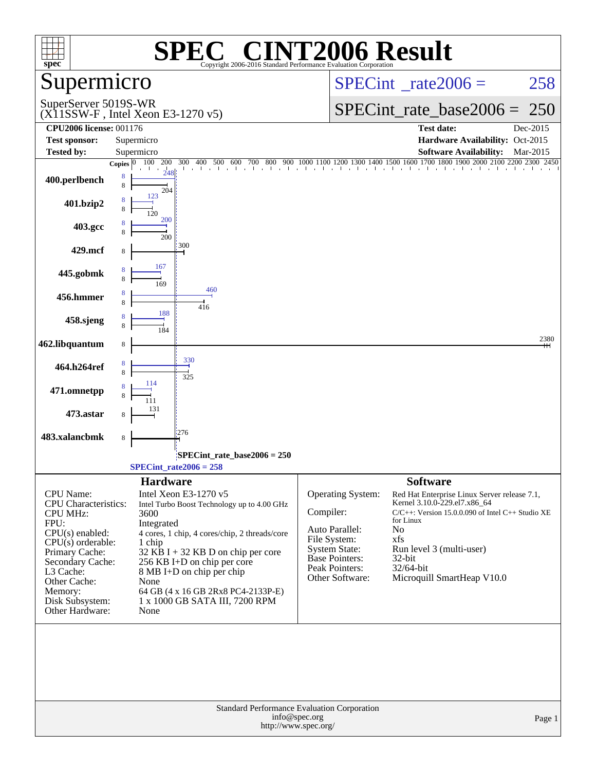# SPEC® CINT2006 Result

Copyright 2006-2016 Standard Performance Evaluation Corporation

## Supermicro

SuperServer 5019S-WR
(X11SSW-F , Intel Xeon E3-1270 v5)

SPECint_rate2006 = 258

SPECint_rate_base2006 = 250

| | | | |
|---|---|---|---|
| **CPU2006 license:** 001176 | | **Test date:** | Dec-2015 |
| **Test sponsor:** | Supermicro | **Hardware Availability:** | Oct-2015 |
| **Tested by:** | Supermicro | **Software Availability:** | Mar-2015 |

| Benchmark | Copies (peak) | Peak | Copies (base) | Base |
|---|---|---|---|---|
| 400.perlbench | 8 | 248 | 8 | 204 |
| 401.bzip2 | 8 | 123 | 8 | 120 |
| 403.gcc | 8 | 200 | 8 | 200 |
| 429.mcf | | | 8 | 300 |
| 445.gobmk | 8 | 167 | 8 | 169 |
| 456.hmmer | 8 | 460 | 8 | 416 |
| 458.sjeng | 8 | 188 | 8 | 184 |
| 462.libquantum | | | 8 | 2380 |
| 464.h264ref | 8 | 330 | 8 | 325 |
| 471.omnetpp | 8 | 114 | 8 | 111 |
| 473.astar | | | 8 | 131 |
| 483.xalancbmk | | | 8 | 276 |

SPECint_rate_base2006 = 250

SPECint_rate2006 = 258

## Hardware

| | |
|---|---|
| CPU Name: | Intel Xeon E3-1270 v5 |
| CPU Characteristics: | Intel Turbo Boost Technology up to 4.00 GHz |
| CPU MHz: | 3600 |
| FPU: | Integrated |
| CPU(s) enabled: | 4 cores, 1 chip, 4 cores/chip, 2 threads/core |
| CPU(s) orderable: | 1 chip |
| Primary Cache: | 32 KB I + 32 KB D on chip per core |
| Secondary Cache: | 256 KB I+D on chip per core |
| L3 Cache: | 8 MB I+D on chip per chip |
| Other Cache: | None |
| Memory: | 64 GB (4 x 16 GB 2Rx8 PC4-2133P-E) |
| Disk Subsystem: | 1 x 1000 GB SATA III, 7200 RPM |
| Other Hardware: | None |

## Software

| | |
|---|---|
| Operating System: | Red Hat Enterprise Linux Server release 7.1, Kernel 3.10.0-229.el7.x86_64 |
| Compiler: | C/C++: Version 15.0.0.090 of Intel C++ Studio XE for Linux |
| Auto Parallel: | No |
| File System: | xfs |
| System State: | Run level 3 (multi-user) |
| Base Pointers: | 32-bit |
| Peak Pointers: | 32/64-bit |
| Other Software: | Microquill SmartHeap V10.0 |

Standard Performance Evaluation Corporation
info@spec.org
http://www.spec.org/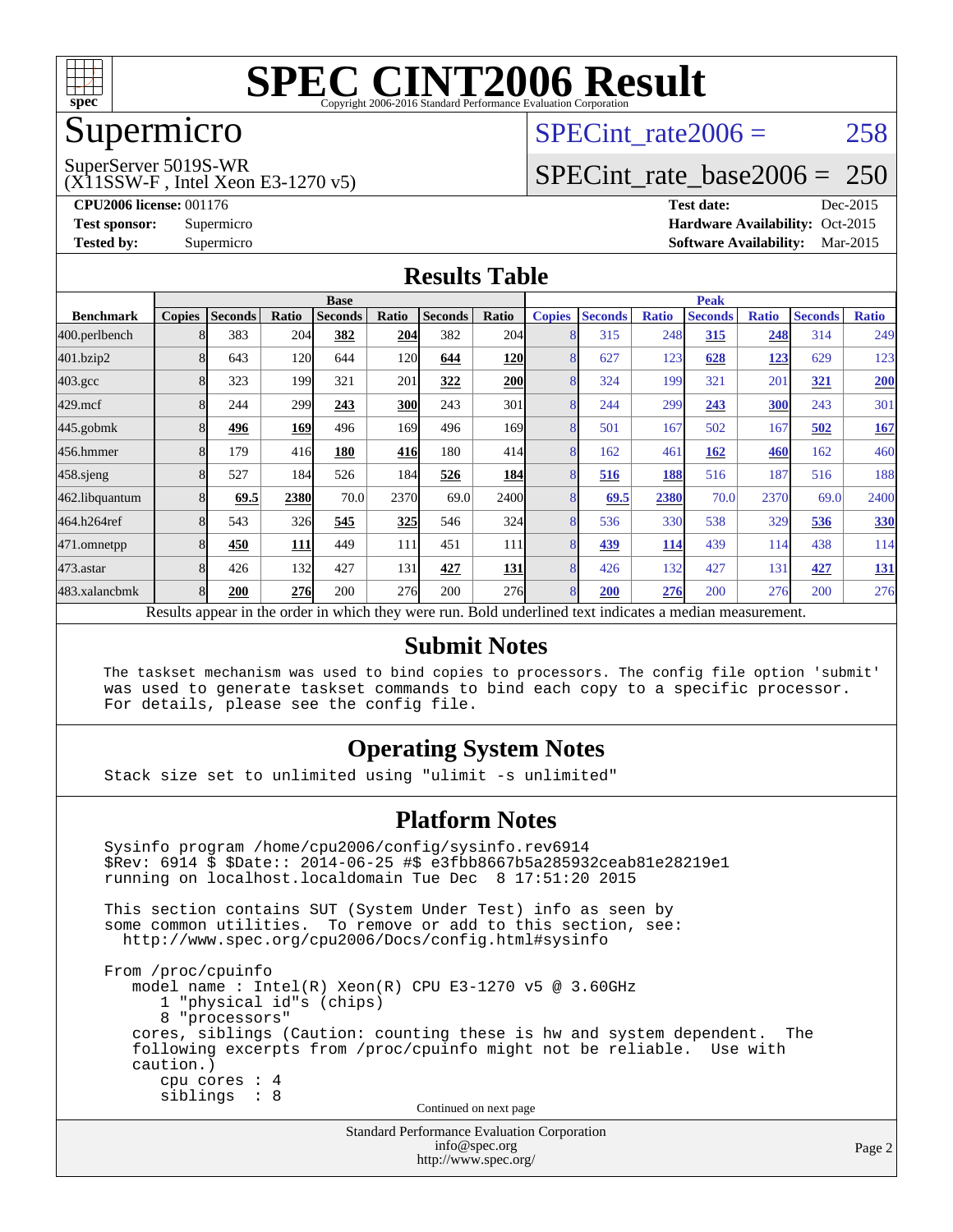# SPEC CINT2006 Result

Copyright 2006-2016 Standard Performance Evaluation Corporation

## Supermicro

SuperServer 5019S-WR
(X11SSW-F , Intel Xeon E3-1270 v5)

SPECint_rate2006 = 258

SPECint_rate_base2006 = 250

| | | | |
|---|---|---|---|
| **CPU2006 license:** | 001176 | **Test date:** | Dec-2015 |
| **Test sponsor:** | Supermicro | **Hardware Availability:** | Oct-2015 |
| **Tested by:** | Supermicro | **Software Availability:** | Mar-2015 |

## Results Table

| Benchmark | Base | | | | | | | Peak | | | | | | |
|---|---|---|---|---|---|---|---|---|---|---|---|---|---|---|
| | Copies | Seconds | Ratio | Seconds | Ratio | Seconds | Ratio | Copies | Seconds | Ratio | Seconds | Ratio | Seconds | Ratio |
| 400.perlbench | 8 | 383 | 204 | **382** | **204** | 382 | 204 | 8 | 315 | 248 | **315** | **248** | 314 | 249 |
| 401.bzip2 | 8 | 643 | 120 | 644 | 120 | **644** | **120** | 8 | 627 | 123 | **628** | **123** | 629 | 123 |
| 403.gcc | 8 | 323 | 199 | 321 | 201 | **322** | **200** | 8 | 324 | 199 | 321 | 201 | **321** | **200** |
| 429.mcf | 8 | 244 | 299 | **243** | **300** | 243 | 301 | 8 | 244 | 299 | **243** | **300** | 243 | 301 |
| 445.gobmk | 8 | **496** | **169** | 496 | 169 | 496 | 169 | 8 | 501 | 167 | 502 | 167 | **502** | **167** |
| 456.hmmer | 8 | 179 | 416 | **180** | **416** | 180 | 414 | 8 | 162 | 461 | **162** | **460** | 162 | 460 |
| 458.sjeng | 8 | 527 | 184 | 526 | 184 | **526** | **184** | 8 | **516** | **188** | 516 | 187 | 516 | 188 |
| 462.libquantum | 8 | **69.5** | **2380** | 70.0 | 2370 | 69.0 | 2400 | 8 | **69.5** | **2380** | 70.0 | 2370 | 69.0 | 2400 |
| 464.h264ref | 8 | 543 | 326 | **545** | **325** | 546 | 324 | 8 | 536 | 330 | 538 | 329 | **536** | **330** |
| 471.omnetpp | 8 | **450** | **111** | 449 | 111 | 451 | 111 | 8 | **439** | **114** | 439 | 114 | 438 | 114 |
| 473.astar | 8 | 426 | 132 | 427 | 131 | **427** | **131** | 8 | 426 | 132 | 427 | 131 | **427** | **131** |
| 483.xalancbmk | 8 | **200** | **276** | 200 | 276 | 200 | 276 | 8 | **200** | **276** | 200 | 276 | 200 | 276 |

Results appear in the order in which they were run. Bold underlined text indicates a median measurement.

## Submit Notes

```
The taskset mechanism was used to bind copies to processors. The config file option 'submit'
was used to generate taskset commands to bind each copy to a specific processor.
For details, please see the config file.
```

## Operating System Notes

```
Stack size set to unlimited using "ulimit -s unlimited"
```

## Platform Notes

```
Sysinfo program /home/cpu2006/config/sysinfo.rev6914
$Rev: 6914 $ $Date:: 2014-06-25 #$ e3fbb8667b5a285932ceab81e28219e1
running on localhost.localdomain Tue Dec  8 17:51:20 2015

This section contains SUT (System Under Test) info as seen by
some common utilities.  To remove or add to this section, see:
  http://www.spec.org/cpu2006/Docs/config.html#sysinfo

From /proc/cpuinfo
   model name : Intel(R) Xeon(R) CPU E3-1270 v5 @ 3.60GHz
      1 "physical id"s (chips)
      8 "processors"
   cores, siblings (Caution: counting these is hw and system dependent.  The
   following excerpts from /proc/cpuinfo might not be reliable.  Use with
   caution.)
      cpu cores : 4
      siblings  : 8
```

Continued on next page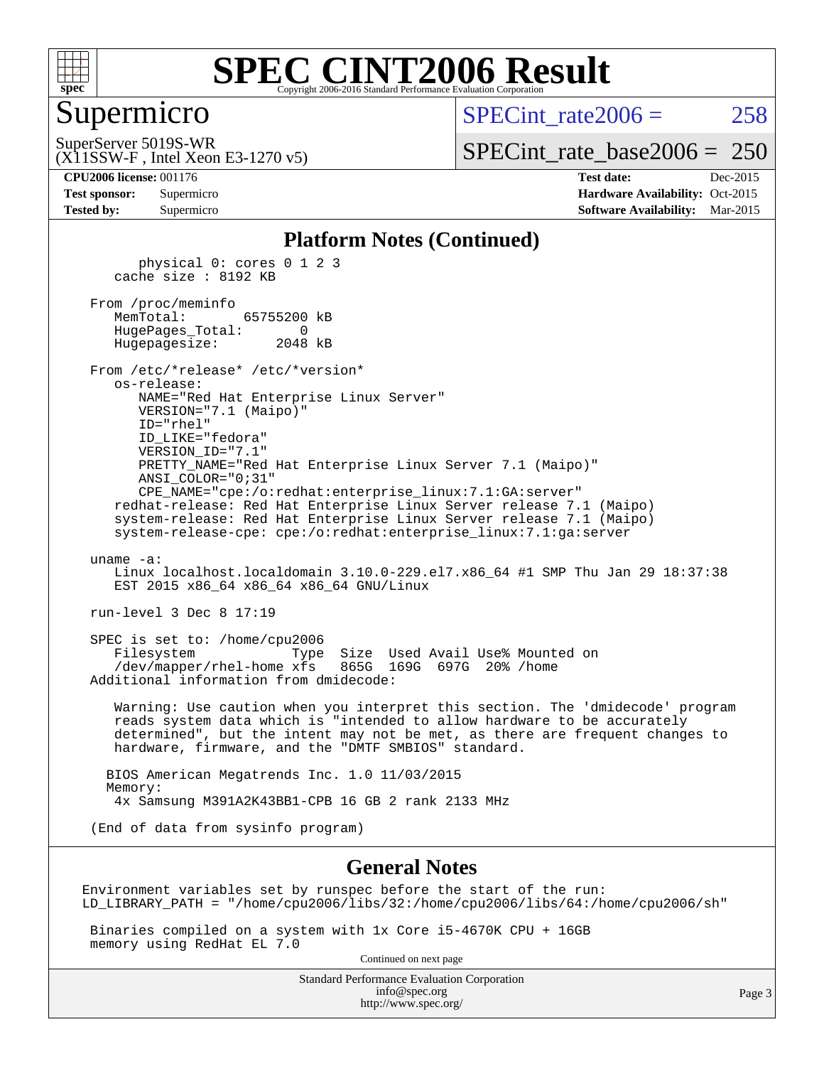# SPEC CINT2006 Result

Copyright 2006-2016 Standard Performance Evaluation Corporation

## Supermicro

SuperServer 5019S-WR
(X11SSW-F , Intel Xeon E3-1270 v5)

SPECint_rate2006 = 258

SPECint_rate_base2006 = 250

**CPU2006 license:** 001176
**Test sponsor:** Supermicro
**Tested by:** Supermicro

**Test date:** Dec-2015
**Hardware Availability:** Oct-2015
**Software Availability:** Mar-2015

### Platform Notes (Continued)

```
        physical 0: cores 0 1 2 3
     cache size : 8192 KB

  From /proc/meminfo
     MemTotal:       65755200 kB
     HugePages_Total:       0
     Hugepagesize:       2048 kB

  From /etc/*release* /etc/*version*
     os-release:
        NAME="Red Hat Enterprise Linux Server"
        VERSION="7.1 (Maipo)"
        ID="rhel"
        ID_LIKE="fedora"
        VERSION_ID="7.1"
        PRETTY_NAME="Red Hat Enterprise Linux Server 7.1 (Maipo)"
        ANSI_COLOR="0;31"
        CPE_NAME="cpe:/o:redhat:enterprise_linux:7.1:GA:server"
     redhat-release: Red Hat Enterprise Linux Server release 7.1 (Maipo)
     system-release: Red Hat Enterprise Linux Server release 7.1 (Maipo)
     system-release-cpe: cpe:/o:redhat:enterprise_linux:7.1:ga:server

  uname -a:
     Linux localhost.localdomain 3.10.0-229.el7.x86_64 #1 SMP Thu Jan 29 18:37:38
     EST 2015 x86_64 x86_64 x86_64 GNU/Linux

  run-level 3 Dec 8 17:19

  SPEC is set to: /home/cpu2006
     Filesystem            Type  Size  Used Avail Use% Mounted on
     /dev/mapper/rhel-home xfs   865G  169G  697G  20% /home
  Additional information from dmidecode:

     Warning: Use caution when you interpret this section. The 'dmidecode' program
     reads system data which is "intended to allow hardware to be accurately
     determined", but the intent may not be met, as there are frequent changes to
     hardware, firmware, and the "DMTF SMBIOS" standard.

    BIOS American Megatrends Inc. 1.0 11/03/2015
    Memory:
     4x Samsung M391A2K43BB1-CPB 16 GB 2 rank 2133 MHz

  (End of data from sysinfo program)
```

### General Notes

```
Environment variables set by runspec before the start of the run:
LD_LIBRARY_PATH = "/home/cpu2006/libs/32:/home/cpu2006/libs/64:/home/cpu2006/sh"

 Binaries compiled on a system with 1x Core i5-4670K CPU + 16GB
 memory using RedHat EL 7.0
```

Continued on next page

Standard Performance Evaluation Corporation
info@spec.org
http://www.spec.org/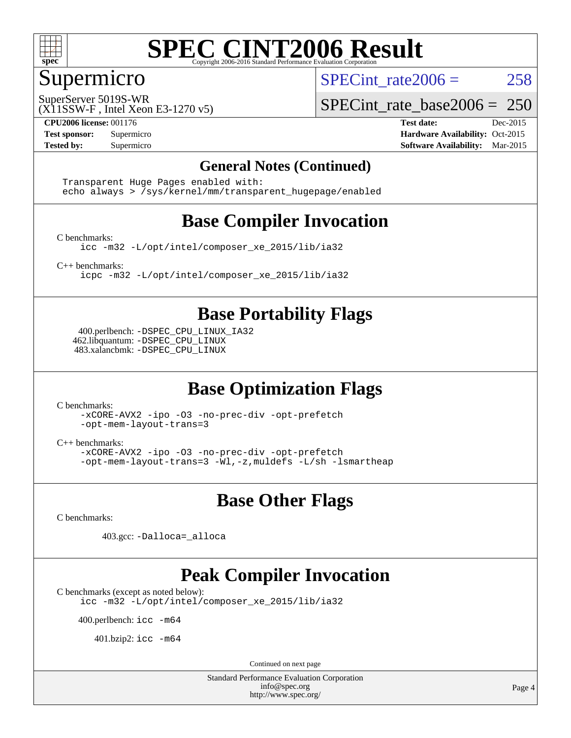# SPEC CINT2006 Result

Copyright 2006-2016 Standard Performance Evaluation Corporation

## Supermicro

SuperServer 5019S-WR
(X11SSW-F , Intel Xeon E3-1270 v5)

SPECint_rate2006 = 258

SPECint_rate_base2006 = 250

| | | | |
|---|---|---|---|
| **CPU2006 license:** 001176 | | **Test date:** | Dec-2015 |
| **Test sponsor:** | Supermicro | **Hardware Availability:** | Oct-2015 |
| **Tested by:** | Supermicro | **Software Availability:** | Mar-2015 |

### General Notes (Continued)

```
Transparent Huge Pages enabled with:
echo always > /sys/kernel/mm/transparent_hugepage/enabled
```

## Base Compiler Invocation

C benchmarks:
```
icc -m32 -L/opt/intel/composer_xe_2015/lib/ia32
```

C++ benchmarks:
```
icpc -m32 -L/opt/intel/composer_xe_2015/lib/ia32
```

## Base Portability Flags

400.perlbench: `-DSPEC_CPU_LINUX_IA32`
462.libquantum: `-DSPEC_CPU_LINUX`
483.xalancbmk: `-DSPEC_CPU_LINUX`

## Base Optimization Flags

C benchmarks:
```
-xCORE-AVX2 -ipo -O3 -no-prec-div -opt-prefetch
-opt-mem-layout-trans=3
```

C++ benchmarks:
```
-xCORE-AVX2 -ipo -O3 -no-prec-div -opt-prefetch
-opt-mem-layout-trans=3 -Wl,-z,muldefs -L/sh -lsmartheap
```

## Base Other Flags

C benchmarks:

403.gcc: `-Dalloca=_alloca`

## Peak Compiler Invocation

C benchmarks (except as noted below):
```
icc -m32 -L/opt/intel/composer_xe_2015/lib/ia32
```

400.perlbench: `icc -m64`

401.bzip2: `icc -m64`

Continued on next page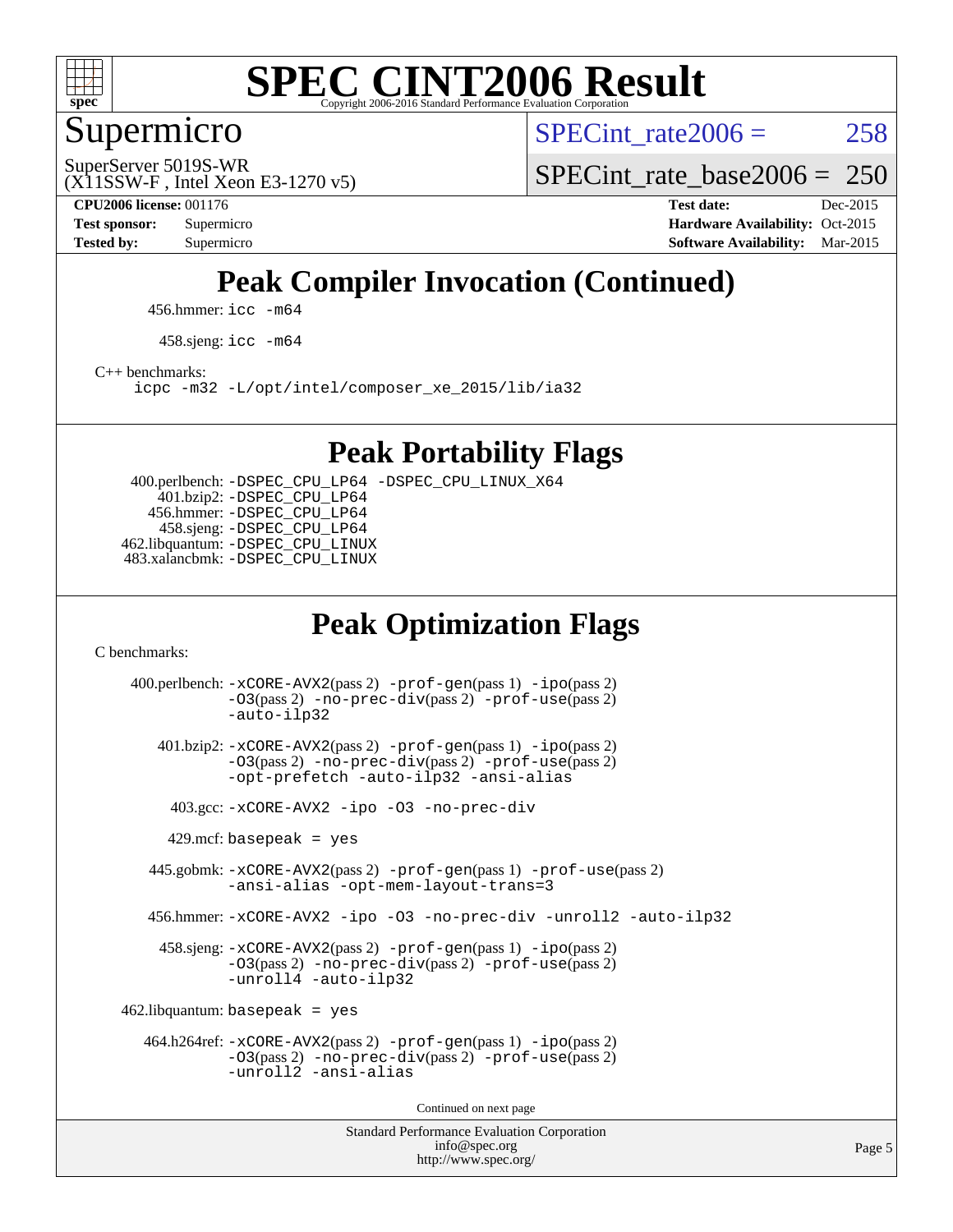# SPEC CINT2006 Result

Copyright 2006-2016 Standard Performance Evaluation Corporation

## Supermicro

SuperServer 5019S-WR
(X11SSW-F , Intel Xeon E3-1270 v5)

SPECint_rate2006 = 258

SPECint_rate_base2006 = 250

**CPU2006 license:** 001176
**Test sponsor:** Supermicro
**Tested by:** Supermicro

**Test date:** Dec-2015
**Hardware Availability:** Oct-2015
**Software Availability:** Mar-2015

## Peak Compiler Invocation (Continued)

456.hmmer: `icc -m64`

458.sjeng: `icc -m64`

C++ benchmarks:
`icpc -m32 -L/opt/intel/composer_xe_2015/lib/ia32`

## Peak Portability Flags

400.perlbench: `-DSPEC_CPU_LP64 -DSPEC_CPU_LINUX_X64`
401.bzip2: `-DSPEC_CPU_LP64`
456.hmmer: `-DSPEC_CPU_LP64`
458.sjeng: `-DSPEC_CPU_LP64`
462.libquantum: `-DSPEC_CPU_LINUX`
483.xalancbmk: `-DSPEC_CPU_LINUX`

## Peak Optimization Flags

C benchmarks:

400.perlbench: `-xCORE-AVX2`(pass 2) `-prof-gen`(pass 1) `-ipo`(pass 2) `-O3`(pass 2) `-no-prec-div`(pass 2) `-prof-use`(pass 2) `-auto-ilp32`

401.bzip2: `-xCORE-AVX2`(pass 2) `-prof-gen`(pass 1) `-ipo`(pass 2) `-O3`(pass 2) `-no-prec-div`(pass 2) `-prof-use`(pass 2) `-opt-prefetch -auto-ilp32 -ansi-alias`

403.gcc: `-xCORE-AVX2 -ipo -O3 -no-prec-div`

429.mcf: `basepeak = yes`

445.gobmk: `-xCORE-AVX2`(pass 2) `-prof-gen`(pass 1) `-prof-use`(pass 2) `-ansi-alias -opt-mem-layout-trans=3`

456.hmmer: `-xCORE-AVX2 -ipo -O3 -no-prec-div -unroll2 -auto-ilp32`

458.sjeng: `-xCORE-AVX2`(pass 2) `-prof-gen`(pass 1) `-ipo`(pass 2) `-O3`(pass 2) `-no-prec-div`(pass 2) `-prof-use`(pass 2) `-unroll4 -auto-ilp32`

462.libquantum: `basepeak = yes`

464.h264ref: `-xCORE-AVX2`(pass 2) `-prof-gen`(pass 1) `-ipo`(pass 2) `-O3`(pass 2) `-no-prec-div`(pass 2) `-prof-use`(pass 2) `-unroll2 -ansi-alias`

Continued on next page

Standard Performance Evaluation Corporation
info@spec.org
http://www.spec.org/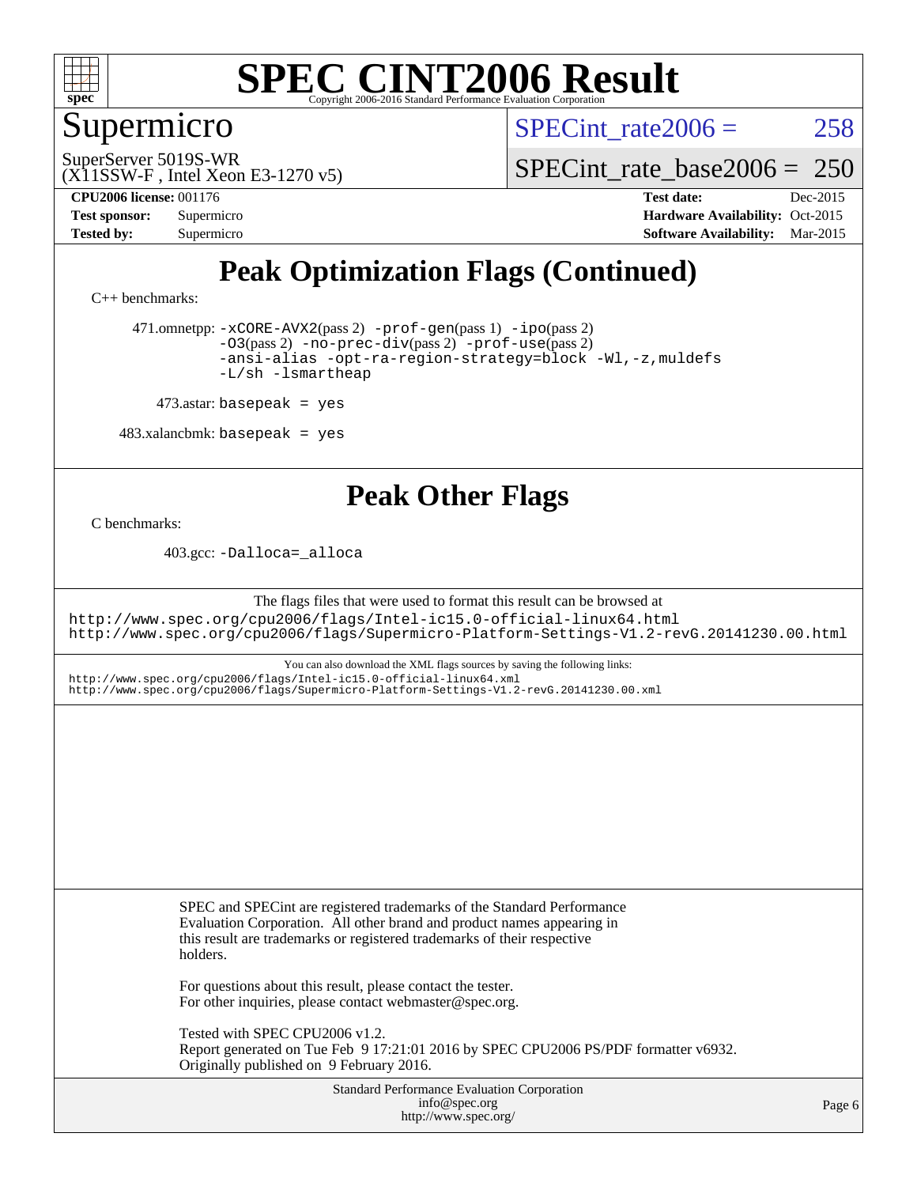# Peak Optimization Flags (Continued)

C++ benchmarks:

471.omnetpp: -xCORE-AVX2(pass 2) -prof-gen(pass 1) -ipo(pass 2) -O3(pass 2) -no-prec-div(pass 2) -prof-use(pass 2) -ansi-alias -opt-ra-region-strategy=block -Wl,-z,muldefs -L/sh -lsmartheap

473.astar: basepeak = yes

483.xalancbmk: basepeak = yes

# Peak Other Flags

C benchmarks:

403.gcc: -Dalloca=_alloca

The flags files that were used to format this result can be browsed at
http://www.spec.org/cpu2006/flags/Intel-ic15.0-official-linux64.html
http://www.spec.org/cpu2006/flags/Supermicro-Platform-Settings-V1.2-revG.20141230.00.html

You can also download the XML flags sources by saving the following links:
http://www.spec.org/cpu2006/flags/Intel-ic15.0-official-linux64.xml
http://www.spec.org/cpu2006/flags/Supermicro-Platform-Settings-V1.2-revG.20141230.00.xml

SPEC and SPECint are registered trademarks of the Standard Performance Evaluation Corporation. All other brand and product names appearing in this result are trademarks or registered trademarks of their respective holders.

For questions about this result, please contact the tester.
For other inquiries, please contact webmaster@spec.org.

Tested with SPEC CPU2006 v1.2.
Report generated on Tue Feb 9 17:21:01 2016 by SPEC CPU2006 PS/PDF formatter v6932.
Originally published on 9 February 2016.